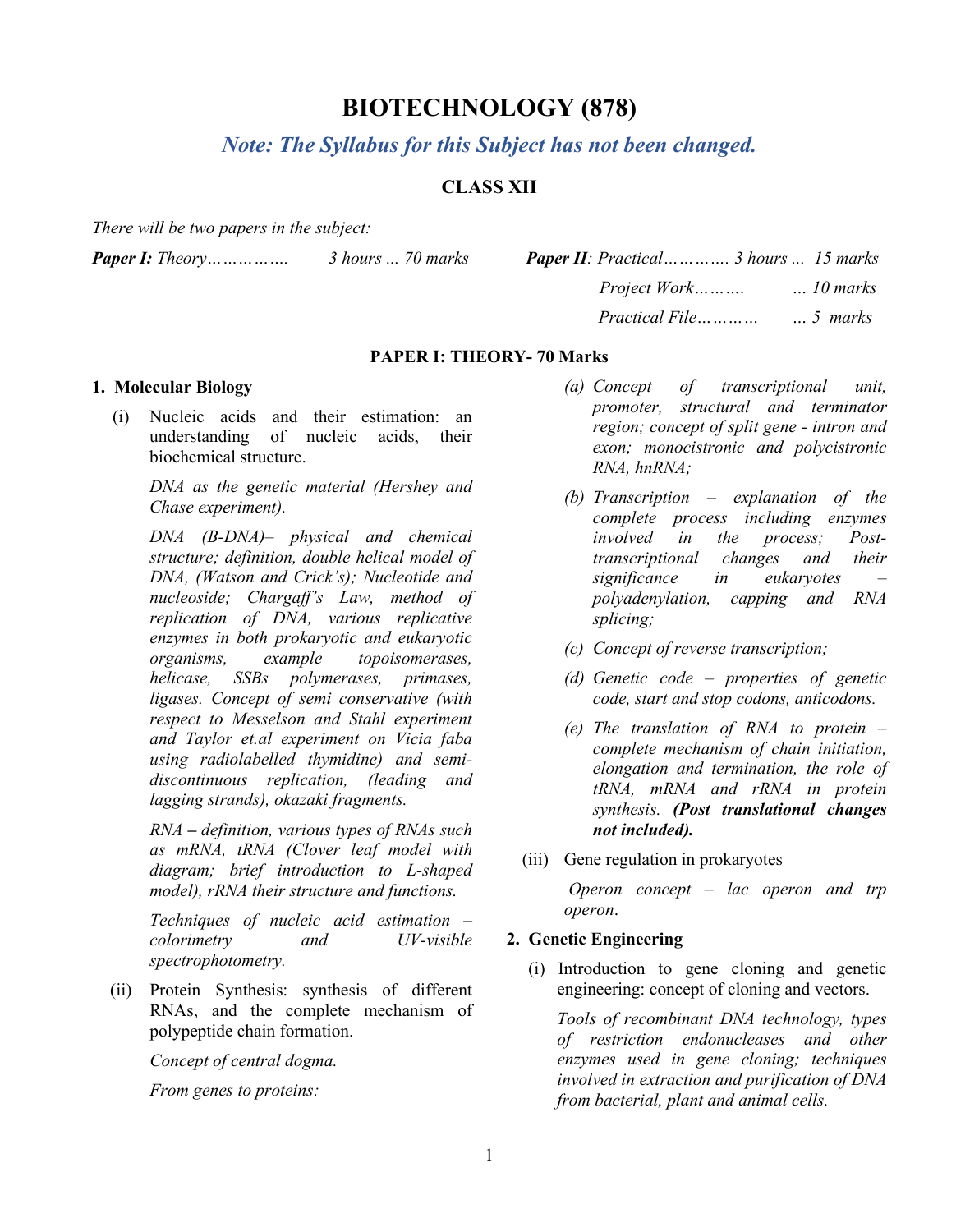# BIOTECHNOLOGY (878)

***Note: The Syllabus for this Subject has not been changed.***

## CLASS XII

*There will be two papers in the subject:*

***Paper I:*** *Theory…………….      3 hours ... 70 marks*

***Paper II****: Practical…………. 3 hours ...  15 marks*

*Project Work……….      ... 10 marks*

*Practical File…………      ... 5  marks*

### PAPER I: THEORY- 70 Marks

**1. Molecular Biology**

(i) Nucleic acids and their estimation: an understanding of nucleic acids, their biochemical structure.

*DNA as the genetic material (Hershey and Chase experiment).*

*DNA (B-DNA)– physical and chemical structure; definition, double helical model of DNA, (Watson and Crick's); Nucleotide and nucleoside; Chargaff's Law, method of replication of DNA, various replicative enzymes in both prokaryotic and eukaryotic organisms, example topoisomerases, helicase, SSBs polymerases, primases, ligases. Concept of semi conservative (with respect to Messelson and Stahl experiment and Taylor et.al experiment on Vicia faba using radiolabelled thymidine) and semi-discontinuous replication, (leading and lagging strands), okazaki fragments.*

*RNA* **–** *definition, various types of RNAs such as mRNA, tRNA (Clover leaf model with diagram; brief introduction to L-shaped model), rRNA their structure and functions.*

*Techniques of nucleic acid estimation – colorimetry and UV-visible spectrophotometry.*

(ii) Protein Synthesis: synthesis of different RNAs, and the complete mechanism of polypeptide chain formation.

*Concept of central dogma.*

*From genes to proteins:*

*(a) Concept of transcriptional unit, promoter, structural and terminator region; concept of split gene - intron and exon; monocistronic and polycistronic RNA, hnRNA;*

*(b) Transcription – explanation of the complete process including enzymes involved in the process; Post-transcriptional changes and their significance in eukaryotes – polyadenylation, capping and RNA splicing;*

*(c) Concept of reverse transcription;*

*(d) Genetic code – properties of genetic code, start and stop codons, anticodons.*

*(e) The translation of RNA to protein – complete mechanism of chain initiation, elongation and termination, the role of tRNA, mRNA and rRNA in protein synthesis.* ***(Post translational changes not included).***

(iii) Gene regulation in prokaryotes

*Operon concept – lac operon and trp operon*.

**2. Genetic Engineering**

(i) Introduction to gene cloning and genetic engineering: concept of cloning and vectors.

*Tools of recombinant DNA technology, types of restriction endonucleases and other enzymes used in gene cloning; techniques involved in extraction and purification of DNA from bacterial, plant and animal cells.*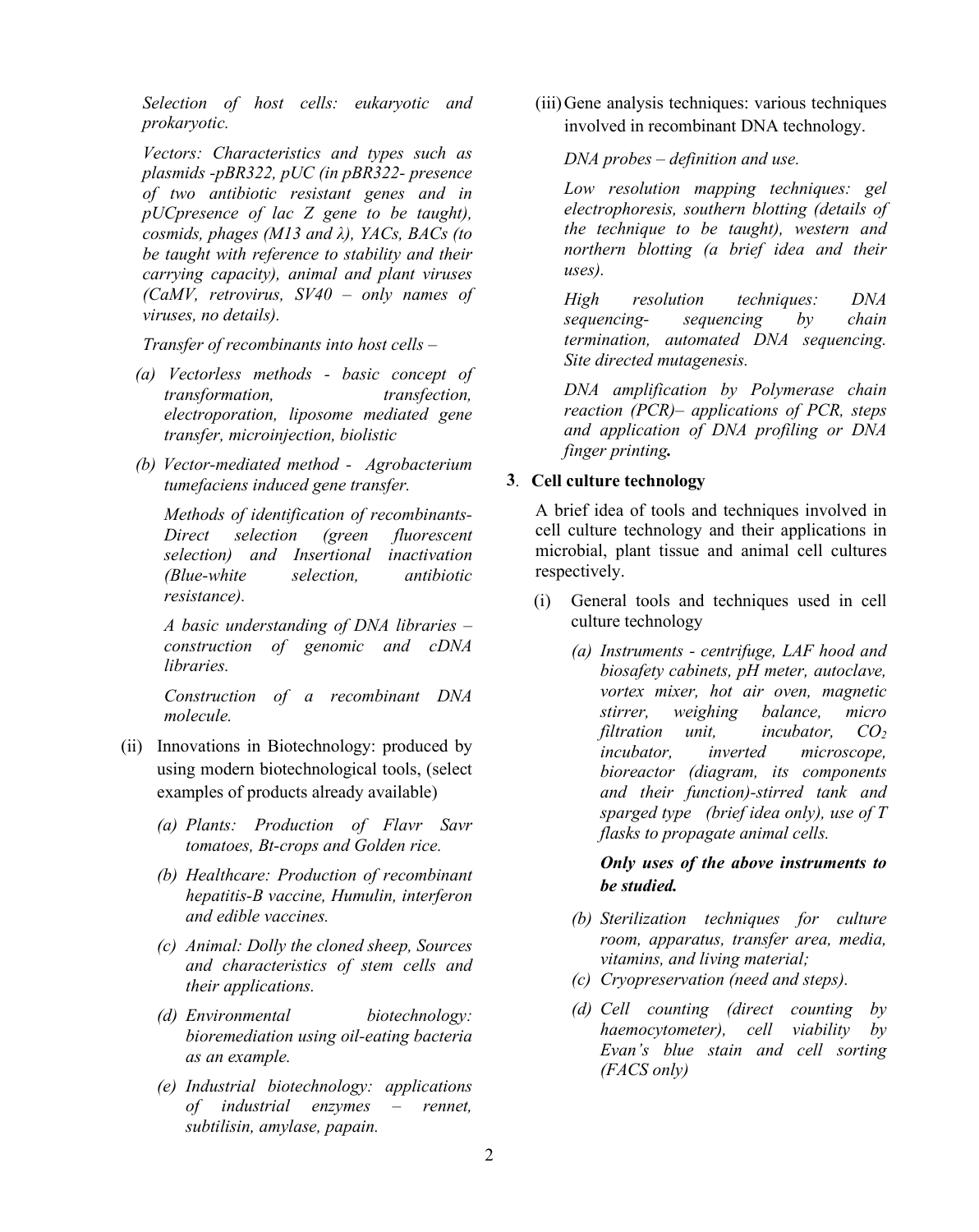*Selection of host cells: eukaryotic and prokaryotic.*

*Vectors: Characteristics and types such as plasmids -pBR322, pUC (in pBR322- presence of two antibiotic resistant genes and in pUCpresence of lac Z gene to be taught), cosmids, phages (M13 and λ), YACs, BACs (to be taught with reference to stability and their carrying capacity), animal and plant viruses (CaMV, retrovirus, SV40 – only names of viruses, no details).*

*Transfer of recombinants into host cells –*

*(a) Vectorless methods - basic concept of transformation, transfection, electroporation, liposome mediated gene transfer, microinjection, biolistic*

*(b) Vector-mediated method - Agrobacterium tumefaciens induced gene transfer.*

*Methods of identification of recombinants- Direct selection (green fluorescent selection) and Insertional inactivation (Blue-white selection, antibiotic resistance).*

*A basic understanding of DNA libraries – construction of genomic and cDNA libraries.*

*Construction of a recombinant DNA molecule.*

(ii) Innovations in Biotechnology: produced by using modern biotechnological tools, (select examples of products already available)

*(a) Plants: Production of Flavr Savr tomatoes, Bt-crops and Golden rice.*

*(b) Healthcare: Production of recombinant hepatitis-B vaccine, Humulin, interferon and edible vaccines.*

*(c) Animal: Dolly the cloned sheep, Sources and characteristics of stem cells and their applications.*

*(d) Environmental biotechnology: bioremediation using oil-eating bacteria as an example.*

*(e) Industrial biotechnology: applications of industrial enzymes – rennet, subtilisin, amylase, papain.*

(iii) Gene analysis techniques: various techniques involved in recombinant DNA technology.

*DNA probes – definition and use.*

*Low resolution mapping techniques: gel electrophoresis, southern blotting (details of the technique to be taught), western and northern blotting (a brief idea and their uses).*

*High resolution techniques: DNA sequencing- sequencing by chain termination, automated DNA sequencing. Site directed mutagenesis.*

*DNA amplification by Polymerase chain reaction (PCR)– applications of PCR, steps and application of DNA profiling or DNA finger printing.*

**3. Cell culture technology**

A brief idea of tools and techniques involved in cell culture technology and their applications in microbial, plant tissue and animal cell cultures respectively.

(i) General tools and techniques used in cell culture technology

*(a) Instruments - centrifuge, LAF hood and biosafety cabinets, pH meter, autoclave, vortex mixer, hot air oven, magnetic stirrer, weighing balance, micro filtration unit, incubator, $CO_2$ incubator, inverted microscope, bioreactor (diagram, its components and their function)-stirred tank and sparged type (brief idea only), use of T flasks to propagate animal cells.*

***Only uses of the above instruments to be studied.***

*(b) Sterilization techniques for culture room, apparatus, transfer area, media, vitamins, and living material;*

*(c) Cryopreservation (need and steps).*

*(d) Cell counting (direct counting by haemocytometer), cell viability by Evan's blue stain and cell sorting (FACS only)*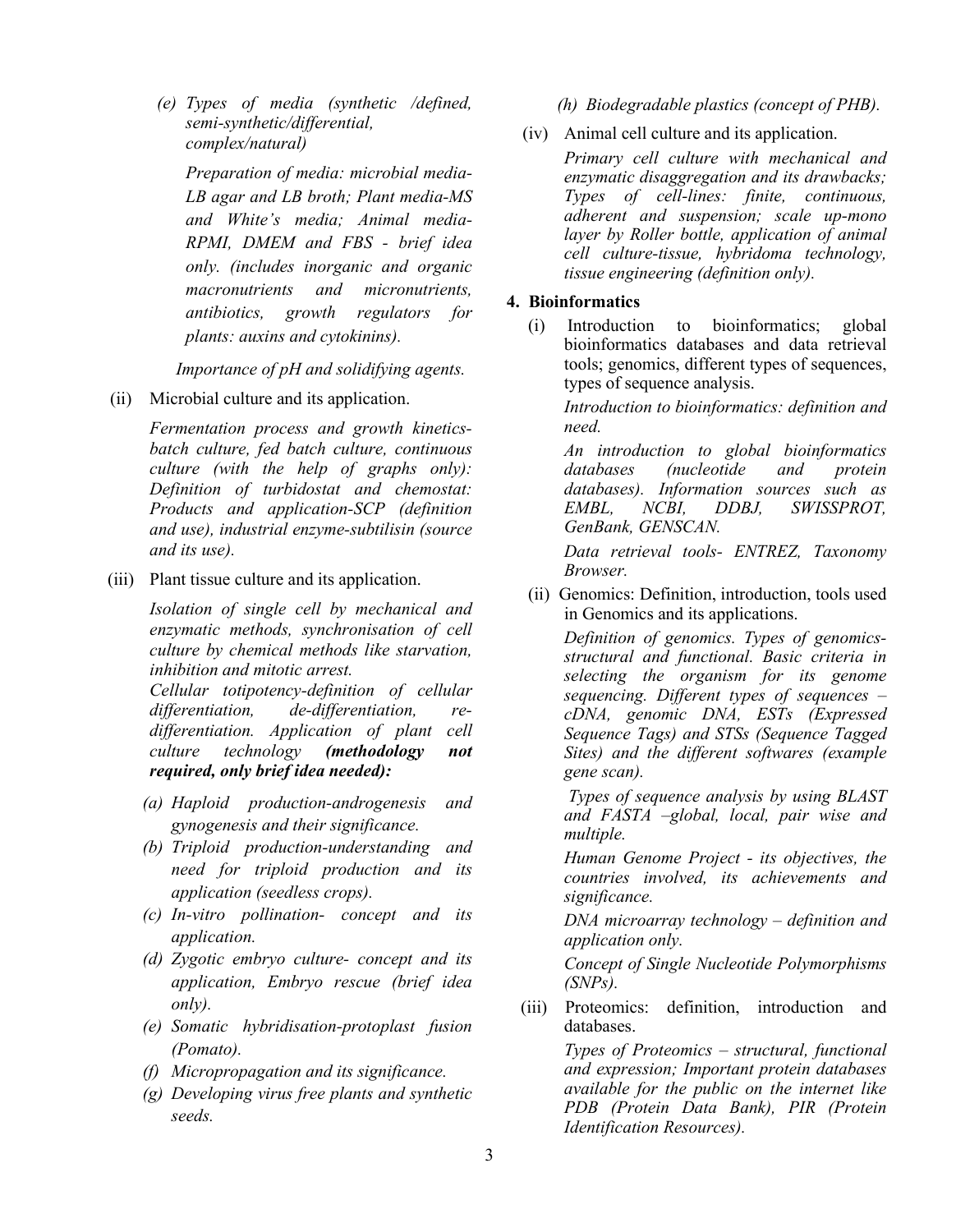*(e) Types of media (synthetic /defined, semi-synthetic/differential, complex/natural)*

*Preparation of media: microbial media- LB agar and LB broth; Plant media-MS and White's media; Animal media- RPMI, DMEM and FBS - brief idea only. (includes inorganic and organic macronutrients and micronutrients, antibiotics, growth regulators for plants: auxins and cytokinins).*

*Importance of pH and solidifying agents.*

(ii) Microbial culture and its application.

*Fermentation process and growth kinetics- batch culture, fed batch culture, continuous culture (with the help of graphs only): Definition of turbidostat and chemostat: Products and application-SCP (definition and use), industrial enzyme-subtilisin (source and its use).*

(iii) Plant tissue culture and its application.

*Isolation of single cell by mechanical and enzymatic methods, synchronisation of cell culture by chemical methods like starvation, inhibition and mitotic arrest.*

*Cellular totipotency-definition of cellular differentiation, de-differentiation, re-differentiation. Application of plant cell culture technology* ***(methodology not required, only brief idea needed):***

*(a) Haploid production-androgenesis and gynogenesis and their significance.*

*(b) Triploid production-understanding and need for triploid production and its application (seedless crops).*

*(c) In-vitro pollination- concept and its application.*

*(d) Zygotic embryo culture- concept and its application, Embryo rescue (brief idea only).*

*(e) Somatic hybridisation-protoplast fusion (Pomato).*

*(f) Micropropagation and its significance.*

*(g) Developing virus free plants and synthetic seeds.*

*(h) Biodegradable plastics (concept of PHB).*

(iv) Animal cell culture and its application.

*Primary cell culture with mechanical and enzymatic disaggregation and its drawbacks; Types of cell-lines: finite, continuous, adherent and suspension; scale up-mono layer by Roller bottle, application of animal cell culture-tissue, hybridoma technology, tissue engineering (definition only).*

**4. Bioinformatics**

(i) Introduction to bioinformatics; global bioinformatics databases and data retrieval tools; genomics, different types of sequences, types of sequence analysis.

*Introduction to bioinformatics: definition and need.*

*An introduction to global bioinformatics databases (nucleotide and protein databases). Information sources such as EMBL, NCBI, DDBJ, SWISSPROT, GenBank, GENSCAN.*

*Data retrieval tools- ENTREZ, Taxonomy Browser.*

(ii) Genomics: Definition, introduction, tools used in Genomics and its applications.

*Definition of genomics. Types of genomics- structural and functional. Basic criteria in selecting the organism for its genome sequencing. Different types of sequences – cDNA, genomic DNA, ESTs (Expressed Sequence Tags) and STSs (Sequence Tagged Sites) and the different softwares (example gene scan).*

*Types of sequence analysis by using BLAST and FASTA –global, local, pair wise and multiple.*

*Human Genome Project - its objectives, the countries involved, its achievements and significance.*

*DNA microarray technology – definition and application only.*

*Concept of Single Nucleotide Polymorphisms (SNPs).*

(iii) Proteomics: definition, introduction and databases.

*Types of Proteomics – structural, functional and expression; Important protein databases available for the public on the internet like PDB (Protein Data Bank), PIR (Protein Identification Resources).*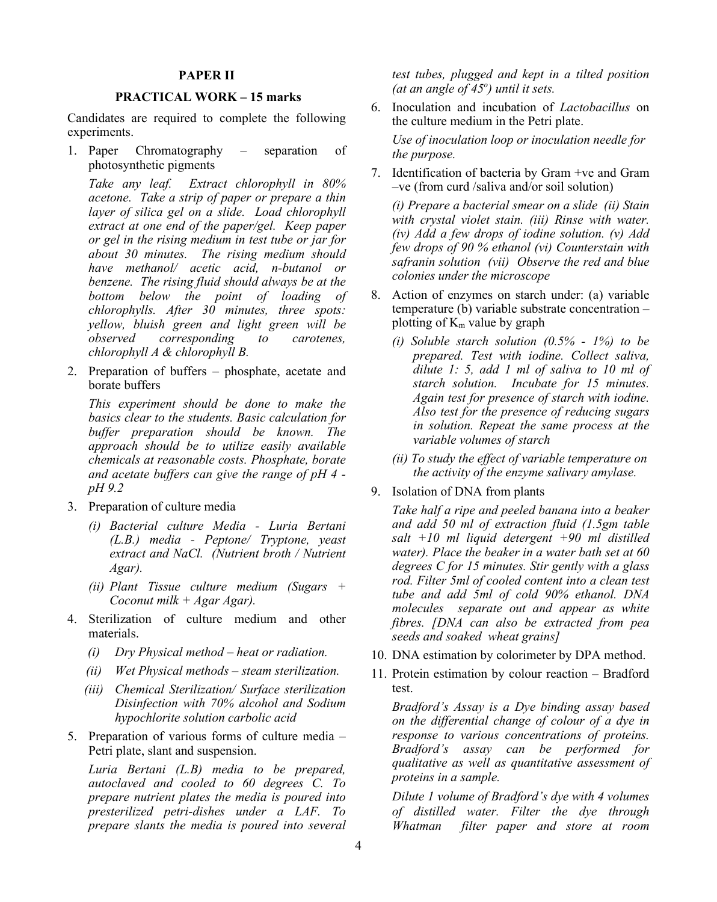**PAPER II**

**PRACTICAL WORK – 15 marks**

Candidates are required to complete the following experiments.

1. Paper Chromatography – separation of photosynthetic pigments

   *Take any leaf. Extract chlorophyll in 80% acetone. Take a strip of paper or prepare a thin layer of silica gel on a slide. Load chlorophyll extract at one end of the paper/gel. Keep paper or gel in the rising medium in test tube or jar for about 30 minutes. The rising medium should have methanol/ acetic acid, n-butanol or benzene. The rising fluid should always be at the bottom below the point of loading of chlorophylls. After 30 minutes, three spots: yellow, bluish green and light green will be observed corresponding to carotenes, chlorophyll A & chlorophyll B.*

2. Preparation of buffers – phosphate, acetate and borate buffers

   *This experiment should be done to make the basics clear to the students. Basic calculation for buffer preparation should be known. The approach should be to utilize easily available chemicals at reasonable costs. Phosphate, borate and acetate buffers can give the range of pH 4 - pH 9.2*

3. Preparation of culture media

   *(i) Bacterial culture Media - Luria Bertani (L.B.) media - Peptone/ Tryptone, yeast extract and NaCl. (Nutrient broth / Nutrient Agar).*

   *(ii) Plant Tissue culture medium (Sugars + Coconut milk + Agar Agar).*

4. Sterilization of culture medium and other materials.

   *(i) Dry Physical method – heat or radiation.*

   *(ii) Wet Physical methods – steam sterilization.*

   *(iii) Chemical Sterilization/ Surface sterilization Disinfection with 70% alcohol and Sodium hypochlorite solution carbolic acid*

5. Preparation of various forms of culture media – Petri plate, slant and suspension.

   *Luria Bertani (L.B) media to be prepared, autoclaved and cooled to 60 degrees C. To prepare nutrient plates the media is poured into presterilized petri-dishes under a LAF. To prepare slants the media is poured into several test tubes, plugged and kept in a tilted position (at an angle of $45^o$) until it sets.*

6. Inoculation and incubation of *Lactobacillus* on the culture medium in the Petri plate.

   *Use of inoculation loop or inoculation needle for the purpose.*

7. Identification of bacteria by Gram +ve and Gram –ve (from curd /saliva and/or soil solution)

   *(i) Prepare a bacterial smear on a slide (ii) Stain with crystal violet stain. (iii) Rinse with water. (iv) Add a few drops of iodine solution. (v) Add few drops of 90 % ethanol (vi) Counterstain with safranin solution (vii) Observe the red and blue colonies under the microscope*

8. Action of enzymes on starch under: (a) variable temperature (b) variable substrate concentration – plotting of $K_m$ value by graph

   *(i) Soluble starch solution (0.5% - 1%) to be prepared. Test with iodine. Collect saliva, dilute 1: 5, add 1 ml of saliva to 10 ml of starch solution. Incubate for 15 minutes. Again test for presence of starch with iodine. Also test for the presence of reducing sugars in solution. Repeat the same process at the variable volumes of starch*

   *(ii) To study the effect of variable temperature on the activity of the enzyme salivary amylase.*

9. Isolation of DNA from plants

   *Take half a ripe and peeled banana into a beaker and add 50 ml of extraction fluid (1.5gm table salt +10 ml liquid detergent +90 ml distilled water). Place the beaker in a water bath set at 60 degrees C for 15 minutes. Stir gently with a glass rod. Filter 5ml of cooled content into a clean test tube and add 5ml of cold 90% ethanol. DNA molecules separate out and appear as white fibres. [DNA can also be extracted from pea seeds and soaked wheat grains]*

10. DNA estimation by colorimeter by DPA method.

11. Protein estimation by colour reaction – Bradford test.

    *Bradford's Assay is a Dye binding assay based on the differential change of colour of a dye in response to various concentrations of proteins. Bradford's assay can be performed for qualitative as well as quantitative assessment of proteins in a sample.*

    *Dilute 1 volume of Bradford's dye with 4 volumes of distilled water. Filter the dye through Whatman filter paper and store at room*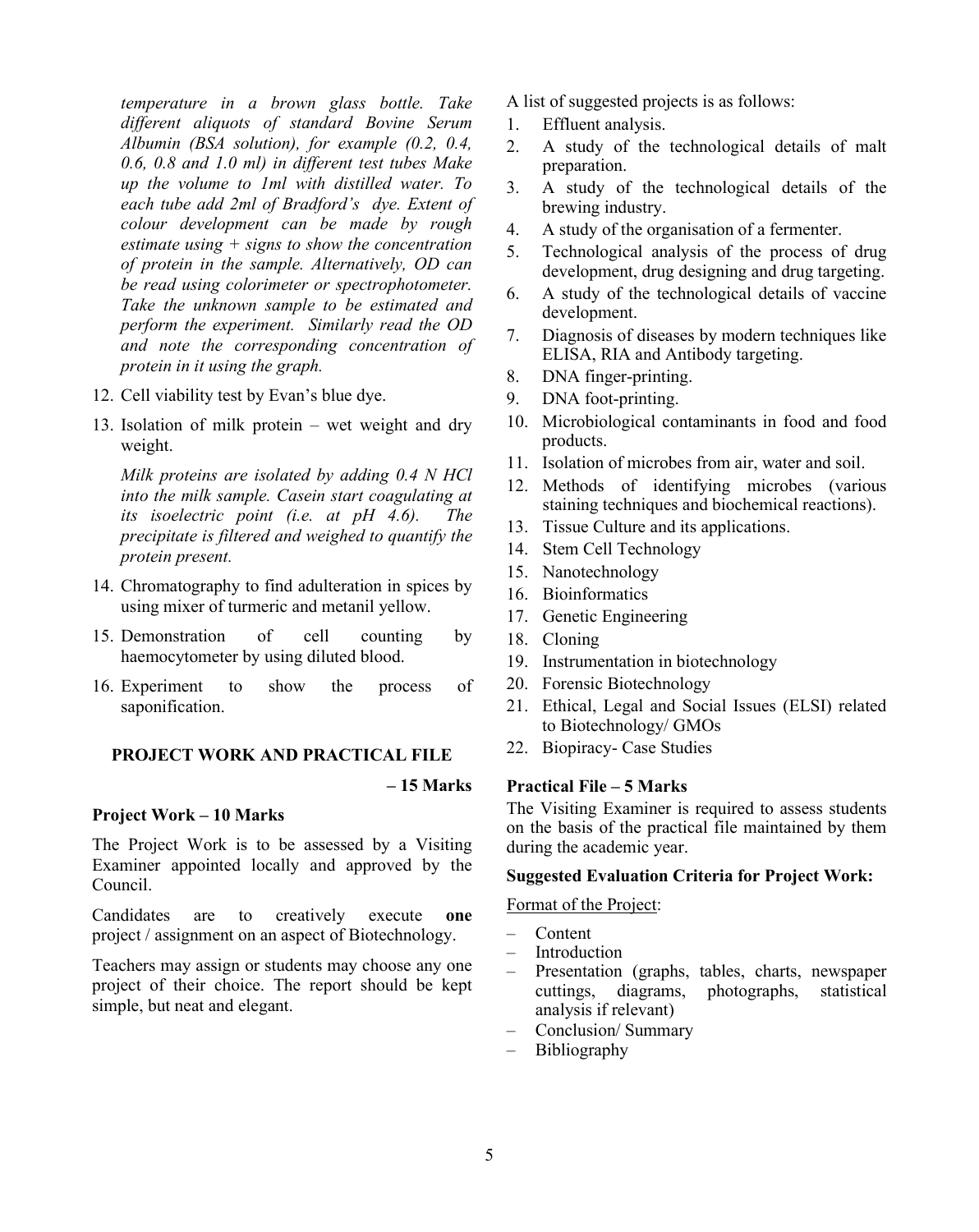*temperature in a brown glass bottle. Take different aliquots of standard Bovine Serum Albumin (BSA solution), for example (0.2, 0.4, 0.6, 0.8 and 1.0 ml) in different test tubes Make up the volume to 1ml with distilled water. To each tube add 2ml of Bradford's dye. Extent of colour development can be made by rough estimate using + signs to show the concentration of protein in the sample. Alternatively, OD can be read using colorimeter or spectrophotometer. Take the unknown sample to be estimated and perform the experiment. Similarly read the OD and note the corresponding concentration of protein in it using the graph.*

12. Cell viability test by Evan's blue dye.
13. Isolation of milk protein – wet weight and dry weight.

    *Milk proteins are isolated by adding 0.4 N HCl into the milk sample. Casein start coagulating at its isoelectric point (i.e. at pH 4.6). The precipitate is filtered and weighed to quantify the protein present.*

14. Chromatography to find adulteration in spices by using mixer of turmeric and metanil yellow.
15. Demonstration of cell counting by haemocytometer by using diluted blood.
16. Experiment to show the process of saponification.

### PROJECT WORK AND PRACTICAL FILE – 15 Marks

**Project Work – 10 Marks**

The Project Work is to be assessed by a Visiting Examiner appointed locally and approved by the Council.

Candidates are to creatively execute **one** project / assignment on an aspect of Biotechnology.

Teachers may assign or students may choose any one project of their choice. The report should be kept simple, but neat and elegant.

A list of suggested projects is as follows:

1. Effluent analysis.
2. A study of the technological details of malt preparation.
3. A study of the technological details of the brewing industry.
4. A study of the organisation of a fermenter.
5. Technological analysis of the process of drug development, drug designing and drug targeting.
6. A study of the technological details of vaccine development.
7. Diagnosis of diseases by modern techniques like ELISA, RIA and Antibody targeting.
8. DNA finger-printing.
9. DNA foot-printing.
10. Microbiological contaminants in food and food products.
11. Isolation of microbes from air, water and soil.
12. Methods of identifying microbes (various staining techniques and biochemical reactions).
13. Tissue Culture and its applications.
14. Stem Cell Technology
15. Nanotechnology
16. Bioinformatics
17. Genetic Engineering
18. Cloning
19. Instrumentation in biotechnology
20. Forensic Biotechnology
21. Ethical, Legal and Social Issues (ELSI) related to Biotechnology/ GMOs
22. Biopiracy- Case Studies

**Practical File – 5 Marks**

The Visiting Examiner is required to assess students on the basis of the practical file maintained by them during the academic year.

**Suggested Evaluation Criteria for Project Work:**

Format of the Project:

- Content
- Introduction
- Presentation (graphs, tables, charts, newspaper cuttings, diagrams, photographs, statistical analysis if relevant)
- Conclusion/ Summary
- Bibliography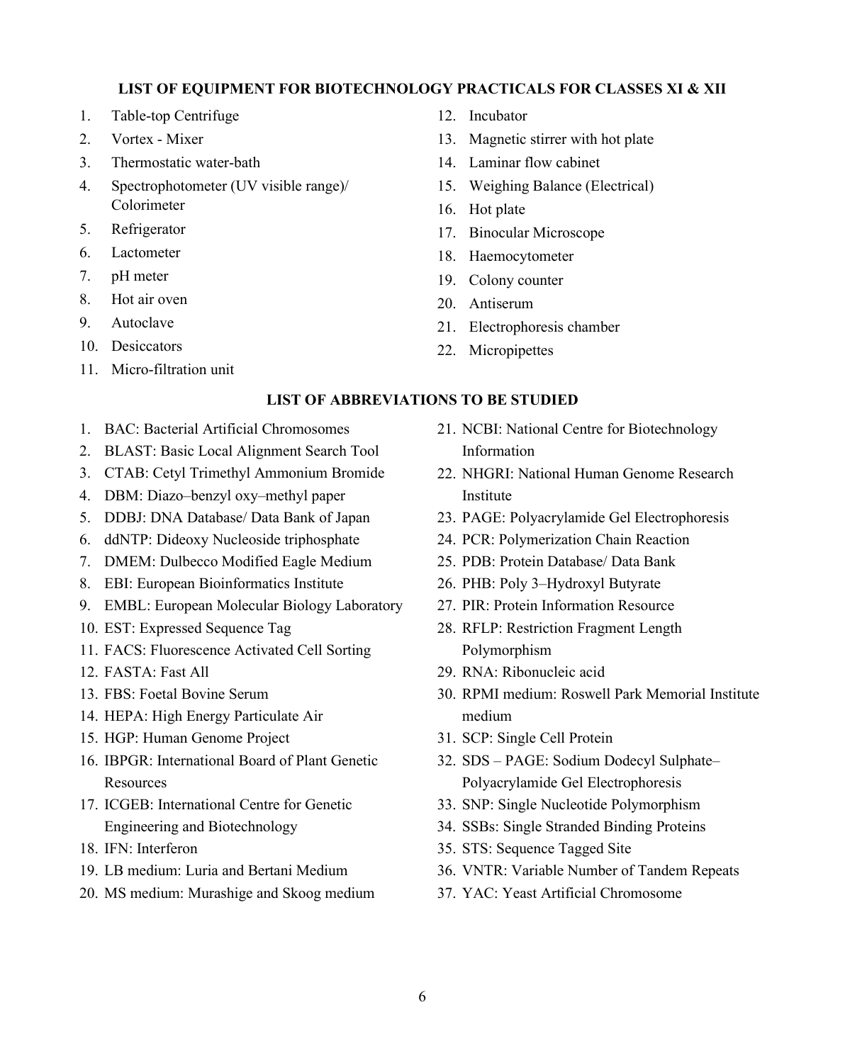## LIST OF EQUIPMENT FOR BIOTECHNOLOGY PRACTICALS FOR CLASSES XI & XII

1. Table-top Centrifuge
2. Vortex - Mixer
3. Thermostatic water-bath
4. Spectrophotometer (UV visible range)/ Colorimeter
5. Refrigerator
6. Lactometer
7. pH meter
8. Hot air oven
9. Autoclave
10. Desiccators
11. Micro-filtration unit
12. Incubator
13. Magnetic stirrer with hot plate
14. Laminar flow cabinet
15. Weighing Balance (Electrical)
16. Hot plate
17. Binocular Microscope
18. Haemocytometer
19. Colony counter
20. Antiserum
21. Electrophoresis chamber
22. Micropipettes

## LIST OF ABBREVIATIONS TO BE STUDIED

1. BAC: Bacterial Artificial Chromosomes
2. BLAST: Basic Local Alignment Search Tool
3. CTAB: Cetyl Trimethyl Ammonium Bromide
4. DBM: Diazo–benzyl oxy–methyl paper
5. DDBJ: DNA Database/ Data Bank of Japan
6. ddNTP: Dideoxy Nucleoside triphosphate
7. DMEM: Dulbecco Modified Eagle Medium
8. EBI: European Bioinformatics Institute
9. EMBL: European Molecular Biology Laboratory
10. EST: Expressed Sequence Tag
11. FACS: Fluorescence Activated Cell Sorting
12. FASTA: Fast All
13. FBS: Foetal Bovine Serum
14. HEPA: High Energy Particulate Air
15. HGP: Human Genome Project
16. IBPGR: International Board of Plant Genetic Resources
17. ICGEB: International Centre for Genetic Engineering and Biotechnology
18. IFN: Interferon
19. LB medium: Luria and Bertani Medium
20. MS medium: Murashige and Skoog medium
21. NCBI: National Centre for Biotechnology Information
22. NHGRI: National Human Genome Research Institute
23. PAGE: Polyacrylamide Gel Electrophoresis
24. PCR: Polymerization Chain Reaction
25. PDB: Protein Database/ Data Bank
26. PHB: Poly 3–Hydroxyl Butyrate
27. PIR: Protein Information Resource
28. RFLP: Restriction Fragment Length Polymorphism
29. RNA: Ribonucleic acid
30. RPMI medium: Roswell Park Memorial Institute medium
31. SCP: Single Cell Protein
32. SDS – PAGE: Sodium Dodecyl Sulphate– Polyacrylamide Gel Electrophoresis
33. SNP: Single Nucleotide Polymorphism
34. SSBs: Single Stranded Binding Proteins
35. STS: Sequence Tagged Site
36. VNTR: Variable Number of Tandem Repeats
37. YAC: Yeast Artificial Chromosome